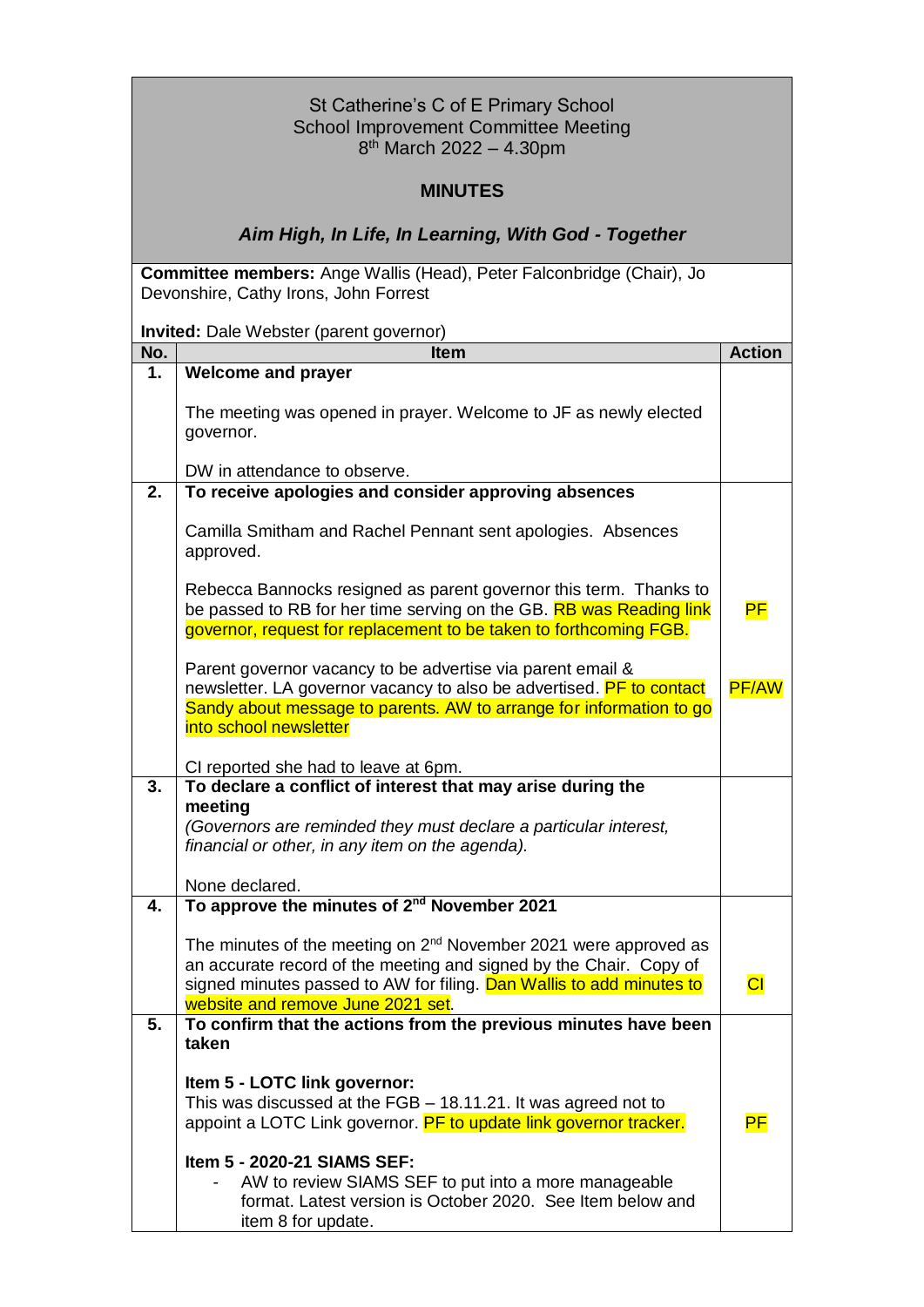St Catherine's C of E Primary School
School Improvement Committee Meeting
8th March 2022 – 4.30pm

## MINUTES

***Aim High, In Life, In Learning, With God - Together***

**Committee members:** Ange Wallis (Head), Peter Falconbridge (Chair), Jo Devonshire, Cathy Irons, John Forrest

**Invited:** Dale Webster (parent governor)

| No. | Item | Action |
|---|---|---|
| **1.** | **Welcome and prayer**<br><br>The meeting was opened in prayer. Welcome to JF as newly elected governor.<br><br>DW in attendance to observe. | |
| **2.** | **To receive apologies and consider approving absences**<br><br>Camilla Smitham and Rachel Pennant sent apologies. Absences approved.<br><br>Rebecca Bannocks resigned as parent governor this term. Thanks to be passed to RB for her time serving on the GB. RB was Reading link governor, request for replacement to be taken to forthcoming FGB.<br><br>Parent governor vacancy to be advertise via parent email & newsletter. LA governor vacancy to also be advertised. PF to contact Sandy about message to parents. AW to arrange for information to go into school newsletter<br><br>CI reported she had to leave at 6pm. | PF<br><br>PF/AW |
| **3.** | **To declare a conflict of interest that may arise during the meeting**<br>*(Governors are reminded they must declare a particular interest, financial or other, in any item on the agenda).*<br><br>None declared. | |
| **4.** | **To approve the minutes of 2nd November 2021**<br><br>The minutes of the meeting on 2nd November 2021 were approved as an accurate record of the meeting and signed by the Chair. Copy of signed minutes passed to AW for filing. Dan Wallis to add minutes to website and remove June 2021 set. | CI |
| **5.** | **To confirm that the actions from the previous minutes have been taken**<br><br>**Item 5 - LOTC link governor:**<br>This was discussed at the FGB – 18.11.21. It was agreed not to appoint a LOTC Link governor. PF to update link governor tracker.<br><br>**Item 5 - 2020-21 SIAMS SEF:**<br>- AW to review SIAMS SEF to put into a more manageable format. Latest version is October 2020. See Item below and item 8 for update. | PF |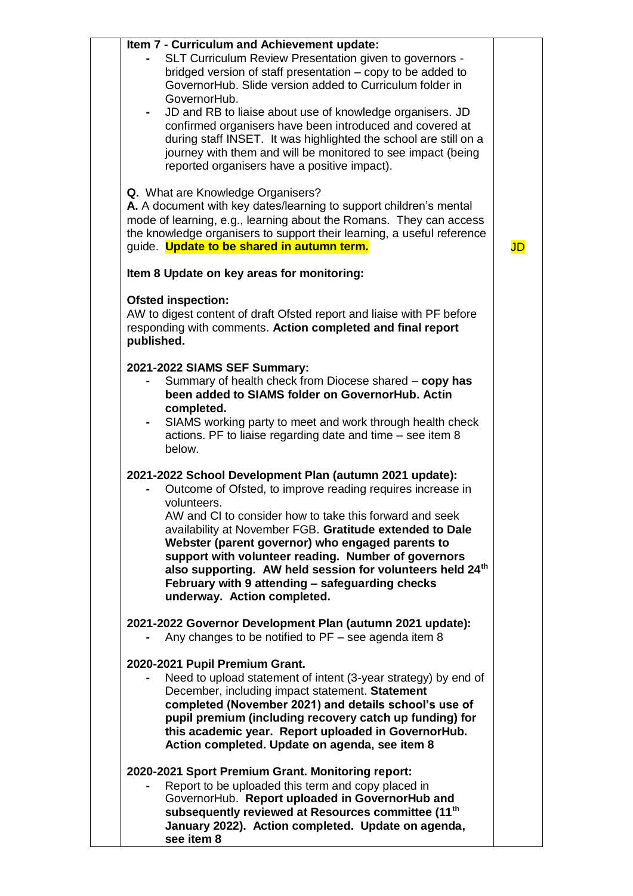| | | |
|---|---|---|
| | **Item 7 - Curriculum and Achievement update:**<br>- SLT Curriculum Review Presentation given to governors - bridged version of staff presentation – copy to be added to GovernorHub. Slide version added to Curriculum folder in GovernorHub.<br>- JD and RB to liaise about use of knowledge organisers. JD confirmed organisers have been introduced and covered at during staff INSET. It was highlighted the school are still on a journey with them and will be monitored to see impact (being reported organisers have a positive impact).<br><br>**Q.** What are Knowledge Organisers?<br>**A.** A document with key dates/learning to support children's mental mode of learning, e.g., learning about the Romans. They can access the knowledge organisers to support their learning, a useful reference guide. **Update to be shared in autumn term.** | JD |
| | **Item 8 Update on key areas for monitoring:**<br><br>**Ofsted inspection:**<br>AW to digest content of draft Ofsted report and liaise with PF before responding with comments. **Action completed and final report published.**<br><br>**2021-2022 SIAMS SEF Summary:**<br>- Summary of health check from Diocese shared – **copy has been added to SIAMS folder on GovernorHub. Actin completed.**<br>- SIAMS working party to meet and work through health check actions. PF to liaise regarding date and time – see item 8 below.<br><br>**2021-2022 School Development Plan (autumn 2021 update):**<br>- Outcome of Ofsted, to improve reading requires increase in volunteers.<br>AW and CI to consider how to take this forward and seek availability at November FGB. **Gratitude extended to Dale Webster (parent governor) who engaged parents to support with volunteer reading. Number of governors also supporting. AW held session for volunteers held 24th February with 9 attending – safeguarding checks underway. Action completed.**<br><br>**2021-2022 Governor Development Plan (autumn 2021 update):**<br>- Any changes to be notified to PF – see agenda item 8<br><br>**2020-2021 Pupil Premium Grant.**<br>- Need to upload statement of intent (3-year strategy) by end of December, including impact statement. **Statement completed (November 2021) and details school's use of pupil premium (including recovery catch up funding) for this academic year. Report uploaded in GovernorHub. Action completed. Update on agenda, see item 8**<br><br>**2020-2021 Sport Premium Grant. Monitoring report:**<br>- Report to be uploaded this term and copy placed in GovernorHub. **Report uploaded in GovernorHub and subsequently reviewed at Resources committee (11th January 2022). Action completed. Update on agenda, see item 8** | |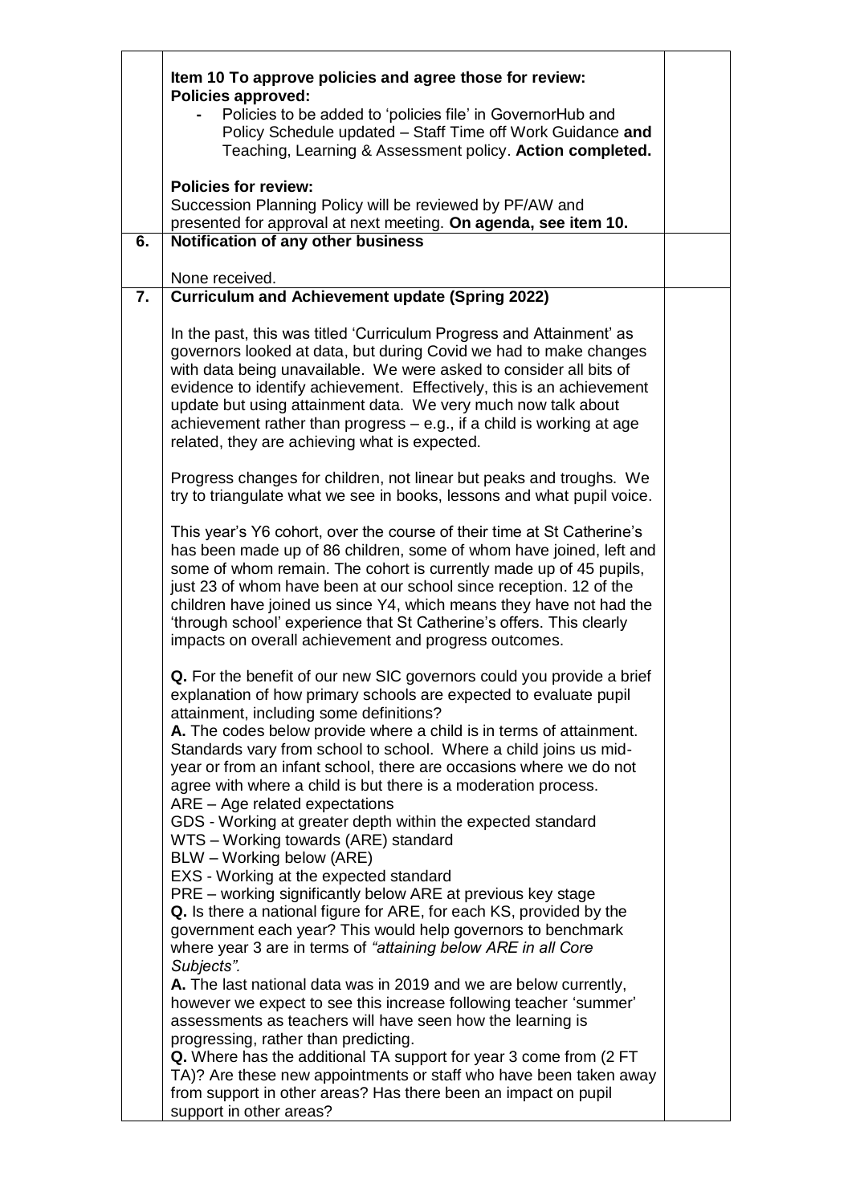| | | |
|---|---|---|
| | **Item 10 To approve policies and agree those for review:**<br>**Policies approved:**<br>- Policies to be added to 'policies file' in GovernorHub and Policy Schedule updated – Staff Time off Work Guidance **and** Teaching, Learning & Assessment policy. **Action completed.**<br><br>**Policies for review:**<br>Succession Planning Policy will be reviewed by PF/AW and presented for approval at next meeting. **On agenda, see item 10.** | |
| **6.** | **Notification of any other business**<br><br>None received. | |
| **7.** | **Curriculum and Achievement update (Spring 2022)**<br><br>In the past, this was titled 'Curriculum Progress and Attainment' as governors looked at data, but during Covid we had to make changes with data being unavailable. We were asked to consider all bits of evidence to identify achievement. Effectively, this is an achievement update but using attainment data. We very much now talk about achievement rather than progress – e.g., if a child is working at age related, they are achieving what is expected.<br><br>Progress changes for children, not linear but peaks and troughs. We try to triangulate what we see in books, lessons and what pupil voice.<br><br>This year's Y6 cohort, over the course of their time at St Catherine's has been made up of 86 children, some of whom have joined, left and some of whom remain. The cohort is currently made up of 45 pupils, just 23 of whom have been at our school since reception. 12 of the children have joined us since Y4, which means they have not had the 'through school' experience that St Catherine's offers. This clearly impacts on overall achievement and progress outcomes.<br><br>**Q.** For the benefit of our new SIC governors could you provide a brief explanation of how primary schools are expected to evaluate pupil attainment, including some definitions?<br>**A.** The codes below provide where a child is in terms of attainment. Standards vary from school to school. Where a child joins us mid-year or from an infant school, there are occasions where we do not agree with where a child is but there is a moderation process.<br>ARE – Age related expectations<br>GDS - Working at greater depth within the expected standard<br>WTS – Working towards (ARE) standard<br>BLW – Working below (ARE)<br>EXS - Working at the expected standard<br>PRE – working significantly below ARE at previous key stage<br>**Q.** Is there a national figure for ARE, for each KS, provided by the government each year? This would help governors to benchmark where year 3 are in terms of *"attaining below ARE in all Core Subjects".*<br>**A.** The last national data was in 2019 and we are below currently, however we expect to see this increase following teacher 'summer' assessments as teachers will have seen how the learning is progressing, rather than predicting.<br>**Q.** Where has the additional TA support for year 3 come from (2 FT TA)? Are these new appointments or staff who have been taken away from support in other areas? Has there been an impact on pupil support in other areas? | |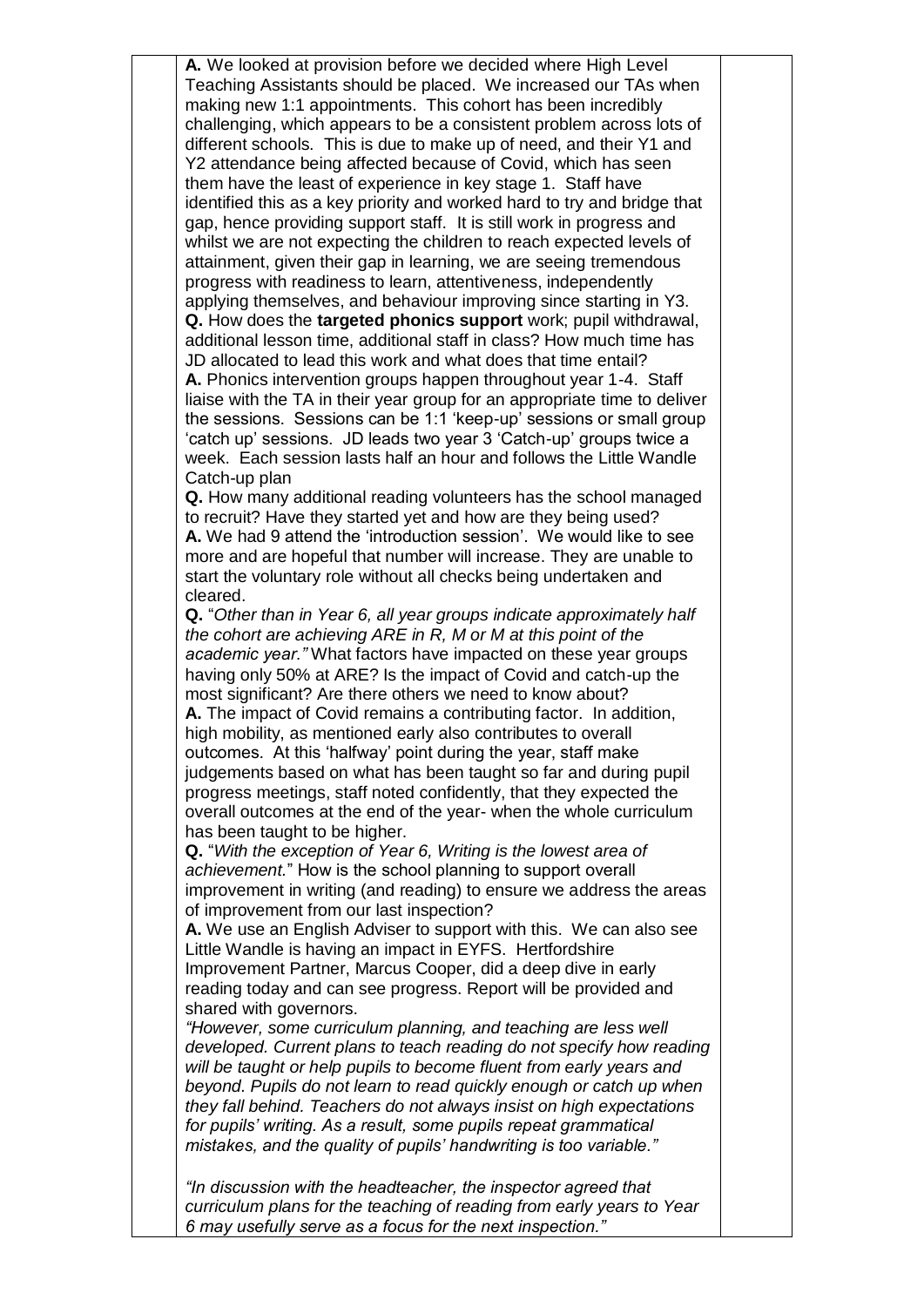**A.** We looked at provision before we decided where High Level Teaching Assistants should be placed. We increased our TAs when making new 1:1 appointments. This cohort has been incredibly challenging, which appears to be a consistent problem across lots of different schools. This is due to make up of need, and their Y1 and Y2 attendance being affected because of Covid, which has seen them have the least of experience in key stage 1. Staff have identified this as a key priority and worked hard to try and bridge that gap, hence providing support staff. It is still work in progress and whilst we are not expecting the children to reach expected levels of attainment, given their gap in learning, we are seeing tremendous progress with readiness to learn, attentiveness, independently applying themselves, and behaviour improving since starting in Y3.

**Q.** How does the **targeted phonics support** work; pupil withdrawal, additional lesson time, additional staff in class? How much time has JD allocated to lead this work and what does that time entail?

**A.** Phonics intervention groups happen throughout year 1-4. Staff liaise with the TA in their year group for an appropriate time to deliver the sessions. Sessions can be 1:1 'keep-up' sessions or small group 'catch up' sessions. JD leads two year 3 'Catch-up' groups twice a week. Each session lasts half an hour and follows the Little Wandle Catch-up plan

**Q.** How many additional reading volunteers has the school managed to recruit? Have they started yet and how are they being used?

**A.** We had 9 attend the 'introduction session'. We would like to see more and are hopeful that number will increase. They are unable to start the voluntary role without all checks being undertaken and cleared.

**Q.** "*Other than in Year 6, all year groups indicate approximately half the cohort are achieving ARE in R, M or M at this point of the academic year.*" What factors have impacted on these year groups having only 50% at ARE? Is the impact of Covid and catch-up the most significant? Are there others we need to know about?

**A.** The impact of Covid remains a contributing factor. In addition, high mobility, as mentioned early also contributes to overall outcomes. At this 'halfway' point during the year, staff make judgements based on what has been taught so far and during pupil progress meetings, staff noted confidently, that they expected the overall outcomes at the end of the year- when the whole curriculum has been taught to be higher.

**Q.** "*With the exception of Year 6, Writing is the lowest area of achievement.*" How is the school planning to support overall improvement in writing (and reading) to ensure we address the areas of improvement from our last inspection?

**A.** We use an English Adviser to support with this. We can also see Little Wandle is having an impact in EYFS. Hertfordshire Improvement Partner, Marcus Cooper, did a deep dive in early reading today and can see progress. Report will be provided and shared with governors.

*"However, some curriculum planning, and teaching are less well developed. Current plans to teach reading do not specify how reading will be taught or help pupils to become fluent from early years and beyond. Pupils do not learn to read quickly enough or catch up when they fall behind. Teachers do not always insist on high expectations for pupils' writing. As a result, some pupils repeat grammatical mistakes, and the quality of pupils' handwriting is too variable."*

*"In discussion with the headteacher, the inspector agreed that curriculum plans for the teaching of reading from early years to Year 6 may usefully serve as a focus for the next inspection."*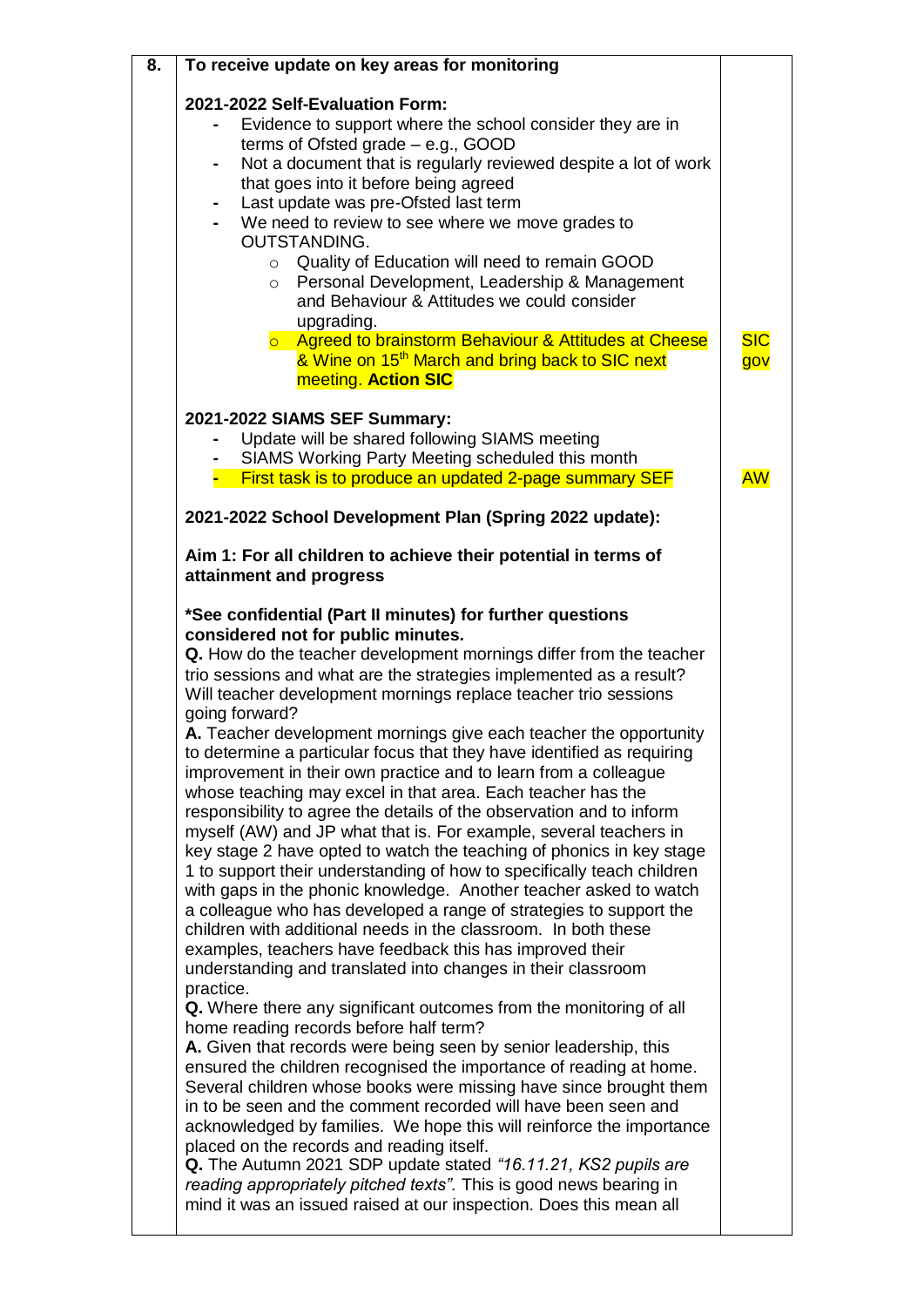| 8. | **To receive update on key areas for monitoring** | |
|---|---|---|
| | **2021-2022 Self-Evaluation Form:**<br>- Evidence to support where the school consider they are in terms of Ofsted grade – e.g., GOOD<br>- Not a document that is regularly reviewed despite a lot of work that goes into it before being agreed<br>- Last update was pre-Ofsted last term<br>- We need to review to see where we move grades to OUTSTANDING.<br>  ○ Quality of Education will need to remain GOOD<br>  ○ Personal Development, Leadership & Management and Behaviour & Attitudes we could consider upgrading.<br>  ○ Agreed to brainstorm Behaviour & Attitudes at Cheese & Wine on 15th March and bring back to SIC next meeting. **Action SIC** | SIC gov |
| | **2021-2022 SIAMS SEF Summary:**<br>- Update will be shared following SIAMS meeting<br>- SIAMS Working Party Meeting scheduled this month<br>- First task is to produce an updated 2-page summary SEF | AW |
| | **2021-2022 School Development Plan (Spring 2022 update):**<br><br>**Aim 1: For all children to achieve their potential in terms of attainment and progress**<br><br>**\*See confidential (Part II minutes) for further questions considered not for public minutes.**<br>**Q.** How do the teacher development mornings differ from the teacher trio sessions and what are the strategies implemented as a result? Will teacher development mornings replace teacher trio sessions going forward?<br>**A.** Teacher development mornings give each teacher the opportunity to determine a particular focus that they have identified as requiring improvement in their own practice and to learn from a colleague whose teaching may excel in that area. Each teacher has the responsibility to agree the details of the observation and to inform myself (AW) and JP what that is. For example, several teachers in key stage 2 have opted to watch the teaching of phonics in key stage 1 to support their understanding of how to specifically teach children with gaps in the phonic knowledge. Another teacher asked to watch a colleague who has developed a range of strategies to support the children with additional needs in the classroom. In both these examples, teachers have feedback this has improved their understanding and translated into changes in their classroom practice.<br>**Q.** Where there any significant outcomes from the monitoring of all home reading records before half term?<br>**A.** Given that records were being seen by senior leadership, this ensured the children recognised the importance of reading at home. Several children whose books were missing have since brought them in to be seen and the comment recorded will have been seen and acknowledged by families. We hope this will reinforce the importance placed on the records and reading itself.<br>**Q.** The Autumn 2021 SDP update stated *"16.11.21, KS2 pupils are reading appropriately pitched texts".* This is good news bearing in mind it was an issued raised at our inspection. Does this mean all | |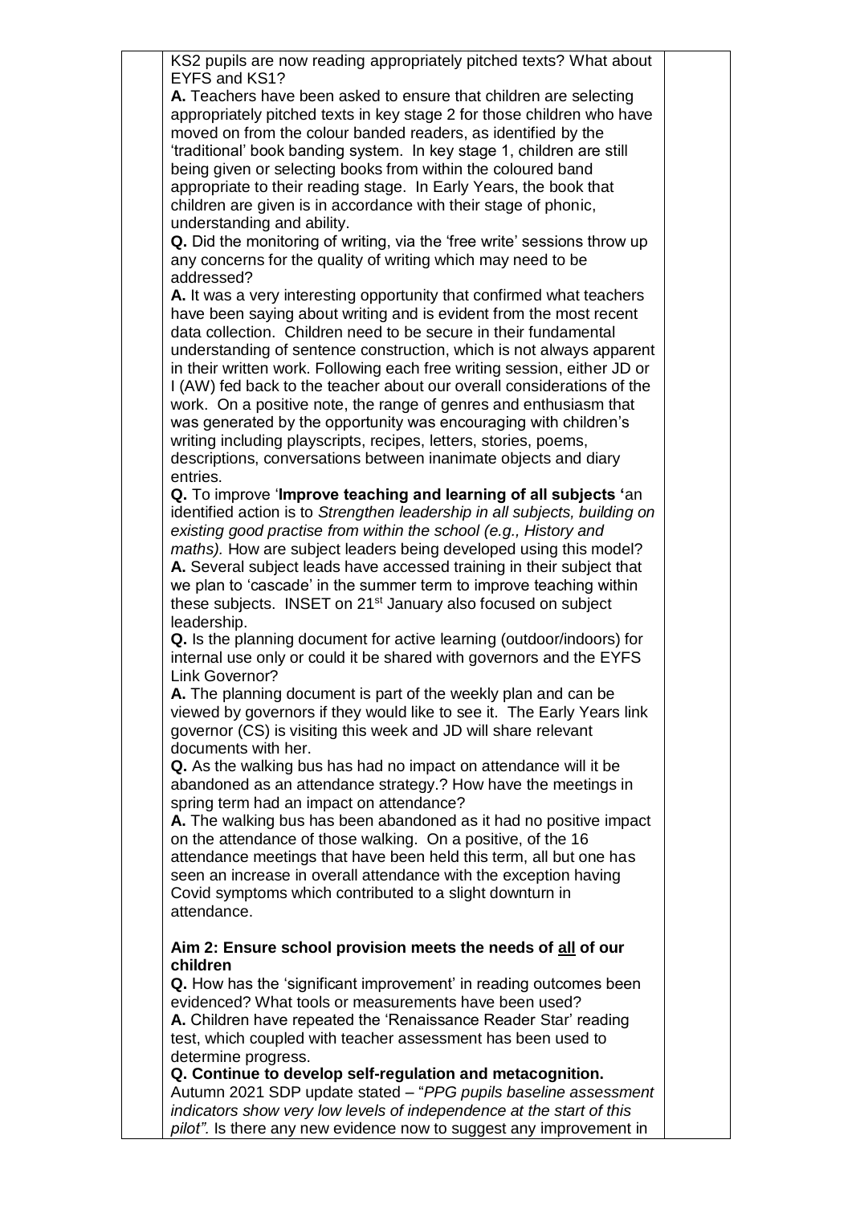KS2 pupils are now reading appropriately pitched texts? What about EYFS and KS1?

**A.** Teachers have been asked to ensure that children are selecting appropriately pitched texts in key stage 2 for those children who have moved on from the colour banded readers, as identified by the 'traditional' book banding system. In key stage 1, children are still being given or selecting books from within the coloured band appropriate to their reading stage. In Early Years, the book that children are given is in accordance with their stage of phonic, understanding and ability.

**Q.** Did the monitoring of writing, via the 'free write' sessions throw up any concerns for the quality of writing which may need to be addressed?

**A.** It was a very interesting opportunity that confirmed what teachers have been saying about writing and is evident from the most recent data collection. Children need to be secure in their fundamental understanding of sentence construction, which is not always apparent in their written work. Following each free writing session, either JD or I (AW) fed back to the teacher about our overall considerations of the work. On a positive note, the range of genres and enthusiasm that was generated by the opportunity was encouraging with children's writing including playscripts, recipes, letters, stories, poems, descriptions, conversations between inanimate objects and diary entries.

**Q.** To improve '**Improve teaching and learning of all subjects '**an identified action is to *Strengthen leadership in all subjects, building on existing good practise from within the school (e.g., History and maths).* How are subject leaders being developed using this model?

**A.** Several subject leads have accessed training in their subject that we plan to 'cascade' in the summer term to improve teaching within these subjects. INSET on 21st January also focused on subject leadership.

**Q.** Is the planning document for active learning (outdoor/indoors) for internal use only or could it be shared with governors and the EYFS Link Governor?

**A.** The planning document is part of the weekly plan and can be viewed by governors if they would like to see it. The Early Years link governor (CS) is visiting this week and JD will share relevant documents with her.

**Q.** As the walking bus has had no impact on attendance will it be abandoned as an attendance strategy.? How have the meetings in spring term had an impact on attendance?

**A.** The walking bus has been abandoned as it had no positive impact on the attendance of those walking. On a positive, of the 16 attendance meetings that have been held this term, all but one has seen an increase in overall attendance with the exception having Covid symptoms which contributed to a slight downturn in attendance.

**Aim 2: Ensure school provision meets the needs of all of our children**

**Q.** How has the 'significant improvement' in reading outcomes been evidenced? What tools or measurements have been used?

**A.** Children have repeated the 'Renaissance Reader Star' reading test, which coupled with teacher assessment has been used to determine progress.

**Q. Continue to develop self-regulation and metacognition.**
Autumn 2021 SDP update stated – "*PPG pupils baseline assessment indicators show very low levels of independence at the start of this pilot".* Is there any new evidence now to suggest any improvement in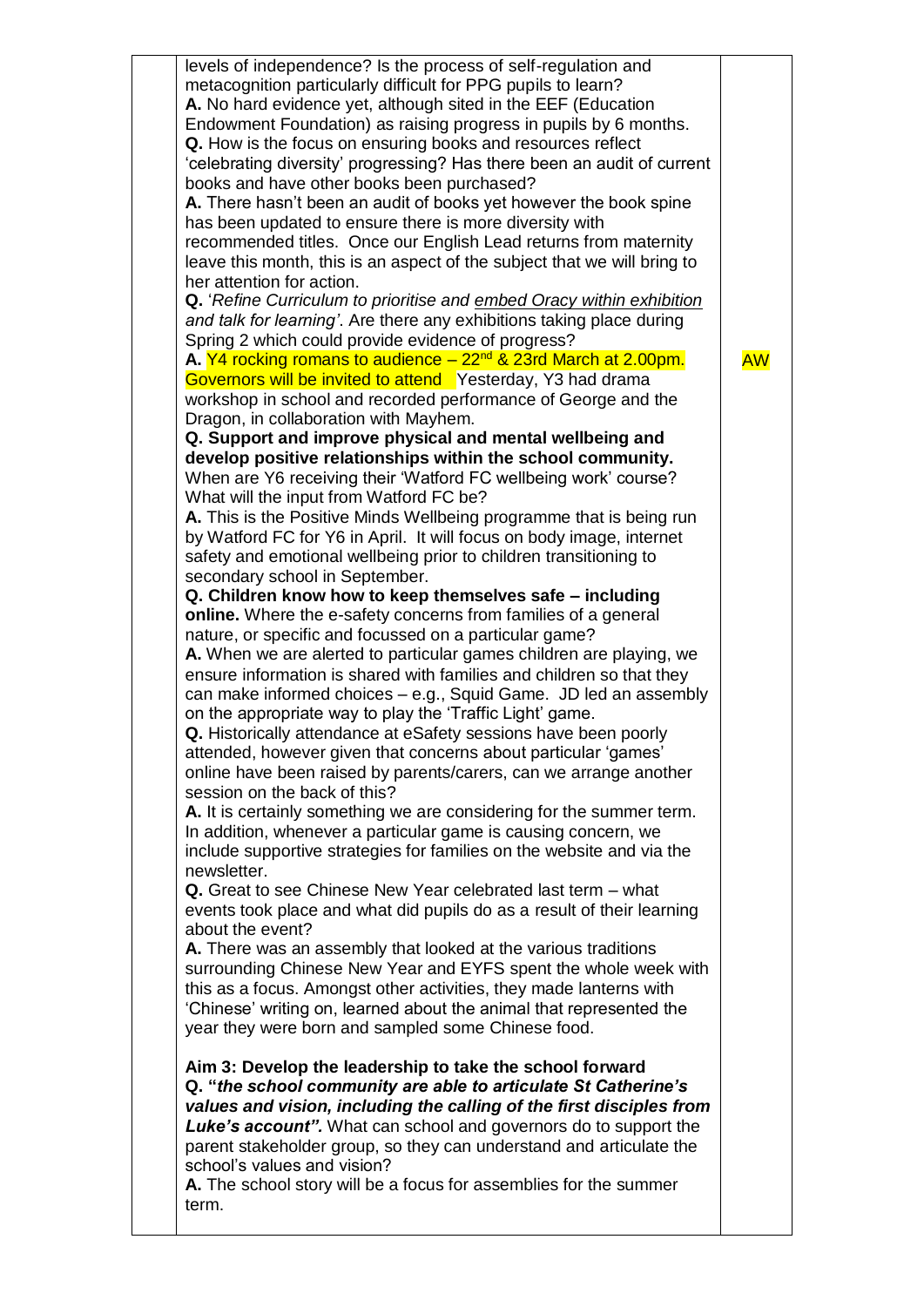| | | |
|---|---|---|
| | levels of independence? Is the process of self-regulation and metacognition particularly difficult for PPG pupils to learn?<br>**A.** No hard evidence yet, although sited in the EEF (Education Endowment Foundation) as raising progress in pupils by 6 months.<br>**Q.** How is the focus on ensuring books and resources reflect 'celebrating diversity' progressing? Has there been an audit of current books and have other books been purchased?<br>**A.** There hasn't been an audit of books yet however the book spine has been updated to ensure there is more diversity with recommended titles. Once our English Lead returns from maternity leave this month, this is an aspect of the subject that we will bring to her attention for action.<br>**Q.** '*Refine Curriculum to prioritise and embed Oracy within exhibition and talk for learning'*. Are there any exhibitions taking place during Spring 2 which could provide evidence of progress?<br>**A.** Y4 rocking romans to audience – 22nd & 23rd March at 2.00pm. Governors will be invited to attend Yesterday, Y3 had drama workshop in school and recorded performance of George and the Dragon, in collaboration with Mayhem.<br>**Q. Support and improve physical and mental wellbeing and develop positive relationships within the school community.** When are Y6 receiving their 'Watford FC wellbeing work' course? What will the input from Watford FC be?<br>**A.** This is the Positive Minds Wellbeing programme that is being run by Watford FC for Y6 in April. It will focus on body image, internet safety and emotional wellbeing prior to children transitioning to secondary school in September.<br>**Q. Children know how to keep themselves safe – including online.** Where the e-safety concerns from families of a general nature, or specific and focussed on a particular game?<br>**A.** When we are alerted to particular games children are playing, we ensure information is shared with families and children so that they can make informed choices – e.g., Squid Game. JD led an assembly on the appropriate way to play the 'Traffic Light' game.<br>**Q.** Historically attendance at eSafety sessions have been poorly attended, however given that concerns about particular 'games' online have been raised by parents/carers, can we arrange another session on the back of this?<br>**A.** It is certainly something we are considering for the summer term. In addition, whenever a particular game is causing concern, we include supportive strategies for families on the website and via the newsletter.<br>**Q.** Great to see Chinese New Year celebrated last term – what events took place and what did pupils do as a result of their learning about the event?<br>**A.** There was an assembly that looked at the various traditions surrounding Chinese New Year and EYFS spent the whole week with this as a focus. Amongst other activities, they made lanterns with 'Chinese' writing on, learned about the animal that represented the year they were born and sampled some Chinese food.<br><br>**Aim 3: Develop the leadership to take the school forward**<br>**Q. "*the school community are able to articulate St Catherine's values and vision, including the calling of the first disciples from Luke's account".*** What can school and governors do to support the parent stakeholder group, so they can understand and articulate the school's values and vision?<br>**A.** The school story will be a focus for assemblies for the summer term. | AW |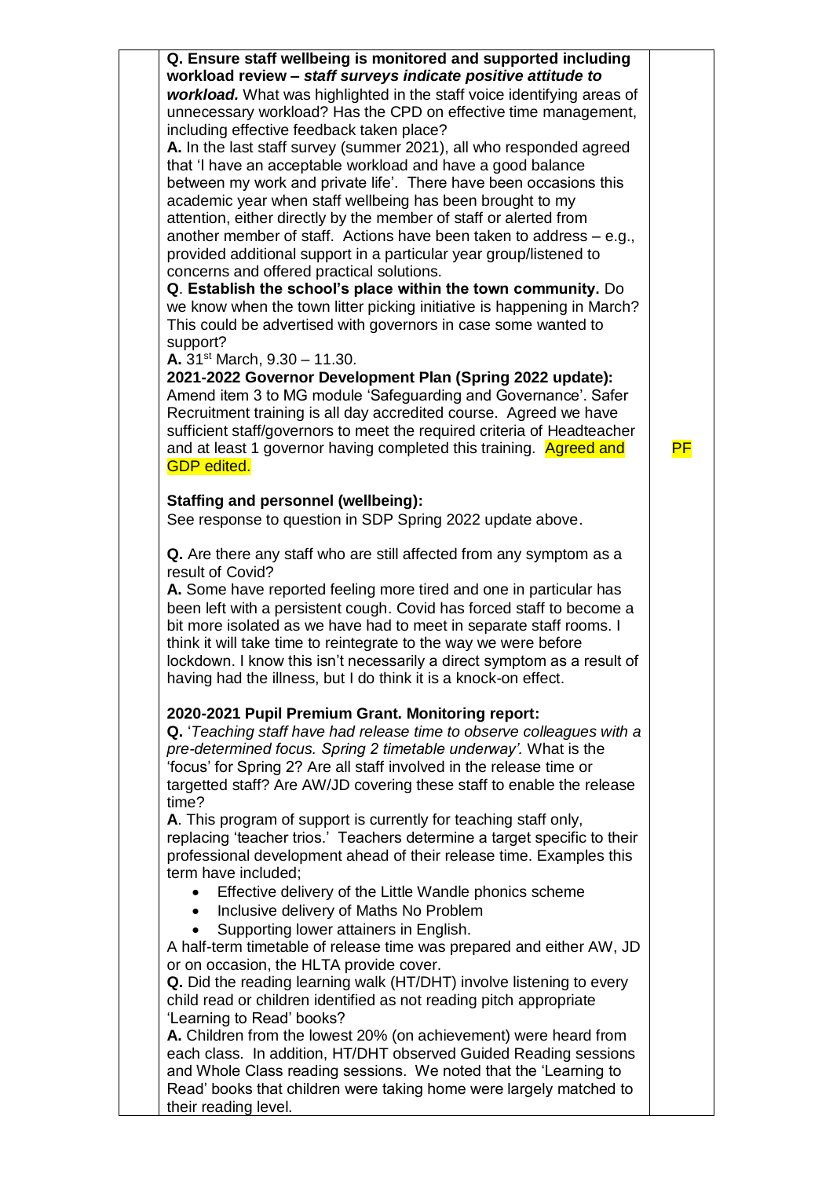| | | |
|---|---|---|
| | **Q. Ensure staff wellbeing is monitored and supported including workload review –** ***staff surveys indicate positive attitude to workload.*** What was highlighted in the staff voice identifying areas of unnecessary workload? Has the CPD on effective time management, including effective feedback taken place?<br>**A.** In the last staff survey (summer 2021), all who responded agreed that 'I have an acceptable workload and have a good balance between my work and private life'. There have been occasions this academic year when staff wellbeing has been brought to my attention, either directly by the member of staff or alerted from another member of staff. Actions have been taken to address – e.g., provided additional support in a particular year group/listened to concerns and offered practical solutions.<br>**Q**. **Establish the school's place within the town community.** Do we know when the town litter picking initiative is happening in March? This could be advertised with governors in case some wanted to support?<br>**A.** 31st March, 9.30 – 11.30.<br>**2021-2022 Governor Development Plan (Spring 2022 update):** Amend item 3 to MG module 'Safeguarding and Governance'. Safer Recruitment training is all day accredited course. Agreed we have sufficient staff/governors to meet the required criteria of Headteacher and at least 1 governor having completed this training. Agreed and GDP edited.<br><br>**Staffing and personnel (wellbeing):**<br>See response to question in SDP Spring 2022 update above.<br><br>**Q.** Are there any staff who are still affected from any symptom as a result of Covid?<br>**A.** Some have reported feeling more tired and one in particular has been left with a persistent cough. Covid has forced staff to become a bit more isolated as we have had to meet in separate staff rooms. I think it will take time to reintegrate to the way we were before lockdown. I know this isn't necessarily a direct symptom as a result of having had the illness, but I do think it is a knock-on effect.<br><br>**2020-2021 Pupil Premium Grant. Monitoring report:**<br>**Q.** '*Teaching staff have had release time to observe colleagues with a pre-determined focus. Spring 2 timetable underway'.* What is the 'focus' for Spring 2? Are all staff involved in the release time or targetted staff? Are AW/JD covering these staff to enable the release time?<br>**A**. This program of support is currently for teaching staff only, replacing 'teacher trios.' Teachers determine a target specific to their professional development ahead of their release time. Examples this term have included;<br>• Effective delivery of the Little Wandle phonics scheme<br>• Inclusive delivery of Maths No Problem<br>• Supporting lower attainers in English.<br>A half-term timetable of release time was prepared and either AW, JD or on occasion, the HLTA provide cover.<br>**Q.** Did the reading learning walk (HT/DHT) involve listening to every child read or children identified as not reading pitch appropriate 'Learning to Read' books?<br>**A.** Children from the lowest 20% (on achievement) were heard from each class. In addition, HT/DHT observed Guided Reading sessions and Whole Class reading sessions. We noted that the 'Learning to Read' books that children were taking home were largely matched to their reading level. | PF |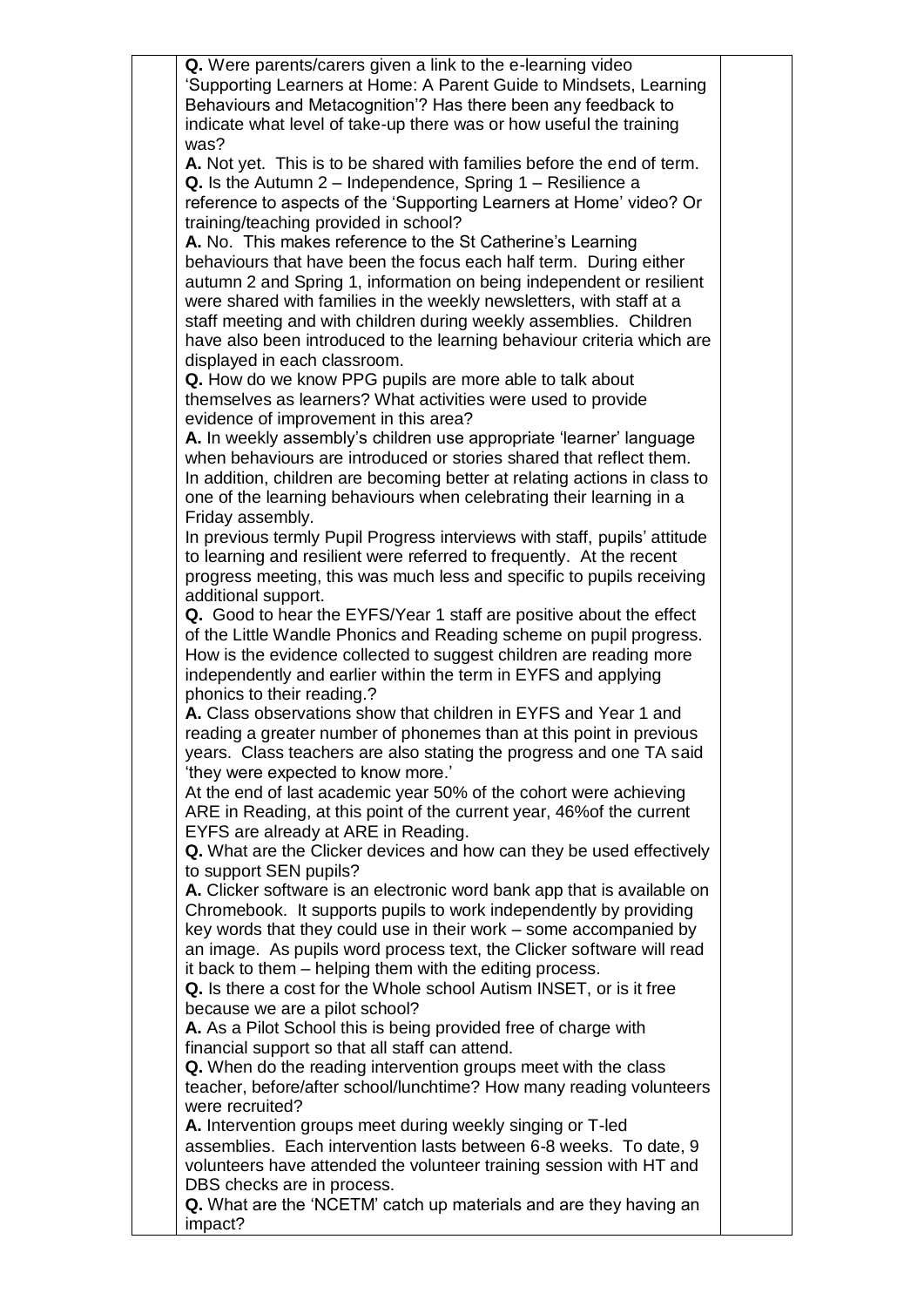**Q.** Were parents/carers given a link to the e-learning video 'Supporting Learners at Home: A Parent Guide to Mindsets, Learning Behaviours and Metacognition'? Has there been any feedback to indicate what level of take-up there was or how useful the training was?

**A.** Not yet. This is to be shared with families before the end of term.

**Q.** Is the Autumn 2 – Independence, Spring 1 – Resilience a reference to aspects of the 'Supporting Learners at Home' video? Or training/teaching provided in school?

**A.** No. This makes reference to the St Catherine's Learning behaviours that have been the focus each half term. During either autumn 2 and Spring 1, information on being independent or resilient were shared with families in the weekly newsletters, with staff at a staff meeting and with children during weekly assemblies. Children have also been introduced to the learning behaviour criteria which are displayed in each classroom.

**Q.** How do we know PPG pupils are more able to talk about themselves as learners? What activities were used to provide evidence of improvement in this area?

**A.** In weekly assembly's children use appropriate 'learner' language when behaviours are introduced or stories shared that reflect them. In addition, children are becoming better at relating actions in class to one of the learning behaviours when celebrating their learning in a Friday assembly.

In previous termly Pupil Progress interviews with staff, pupils' attitude to learning and resilient were referred to frequently. At the recent progress meeting, this was much less and specific to pupils receiving additional support.

**Q.** Good to hear the EYFS/Year 1 staff are positive about the effect of the Little Wandle Phonics and Reading scheme on pupil progress. How is the evidence collected to suggest children are reading more independently and earlier within the term in EYFS and applying phonics to their reading.?

**A.** Class observations show that children in EYFS and Year 1 and reading a greater number of phonemes than at this point in previous years. Class teachers are also stating the progress and one TA said 'they were expected to know more.'

At the end of last academic year 50% of the cohort were achieving ARE in Reading, at this point of the current year, 46%of the current EYFS are already at ARE in Reading.

**Q.** What are the Clicker devices and how can they be used effectively to support SEN pupils?

**A.** Clicker software is an electronic word bank app that is available on Chromebook. It supports pupils to work independently by providing key words that they could use in their work – some accompanied by an image. As pupils word process text, the Clicker software will read it back to them – helping them with the editing process.

**Q.** Is there a cost for the Whole school Autism INSET, or is it free because we are a pilot school?

**A.** As a Pilot School this is being provided free of charge with financial support so that all staff can attend.

**Q.** When do the reading intervention groups meet with the class teacher, before/after school/lunchtime? How many reading volunteers were recruited?

**A.** Intervention groups meet during weekly singing or T-led assemblies. Each intervention lasts between 6-8 weeks. To date, 9 volunteers have attended the volunteer training session with HT and DBS checks are in process.

**Q.** What are the 'NCETM' catch up materials and are they having an impact?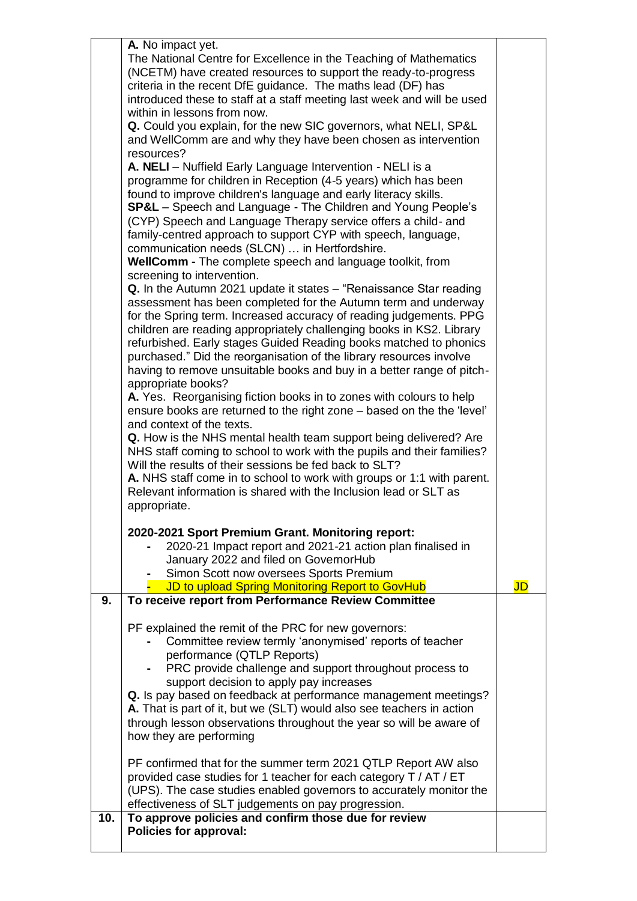| | | |
|---|---|---|
| | **A.** No impact yet.<br>The National Centre for Excellence in the Teaching of Mathematics (NCETM) have created resources to support the ready-to-progress criteria in the recent DfE guidance. The maths lead (DF) has introduced these to staff at a staff meeting last week and will be used within in lessons from now.<br>**Q.** Could you explain, for the new SIC governors, what NELI, SP&L and WellComm are and why they have been chosen as intervention resources?<br>**A. NELI** – Nuffield Early Language Intervention - NELI is a programme for children in Reception (4-5 years) which has been found to improve children's language and early literacy skills.<br>**SP&L** – Speech and Language - The Children and Young People's (CYP) Speech and Language Therapy service offers a child- and family-centred approach to support CYP with speech, language, communication needs (SLCN) … in Hertfordshire.<br>**WellComm -** The complete speech and language toolkit, from screening to intervention.<br>**Q.** In the Autumn 2021 update it states – "Renaissance Star reading assessment has been completed for the Autumn term and underway for the Spring term. Increased accuracy of reading judgements. PPG children are reading appropriately challenging books in KS2. Library refurbished. Early stages Guided Reading books matched to phonics purchased." Did the reorganisation of the library resources involve having to remove unsuitable books and buy in a better range of pitch-appropriate books?<br>**A.** Yes. Reorganising fiction books in to zones with colours to help ensure books are returned to the right zone – based on the the 'level' and context of the texts.<br>**Q.** How is the NHS mental health team support being delivered? Are NHS staff coming to school to work with the pupils and their families? Will the results of their sessions be fed back to SLT?<br>**A.** NHS staff come in to school to work with groups or 1:1 with parent. Relevant information is shared with the Inclusion lead or SLT as appropriate.<br><br>**2020-2021 Sport Premium Grant. Monitoring report:**<br>- 2020-21 Impact report and 2021-21 action plan finalised in January 2022 and filed on GovernorHub<br>- Simon Scott now oversees Sports Premium<br>- JD to upload Spring Monitoring Report to GovHub | JD |
| **9.** | **To receive report from Performance Review Committee**<br><br>PF explained the remit of the PRC for new governors:<br>- Committee review termly 'anonymised' reports of teacher performance (QTLP Reports)<br>- PRC provide challenge and support throughout process to support decision to apply pay increases<br>**Q.** Is pay based on feedback at performance management meetings?<br>**A.** That is part of it, but we (SLT) would also see teachers in action through lesson observations throughout the year so will be aware of how they are performing<br><br>PF confirmed that for the summer term 2021 QTLP Report AW also provided case studies for 1 teacher for each category T / AT / ET (UPS). The case studies enabled governors to accurately monitor the effectiveness of SLT judgements on pay progression. | |
| **10.** | **To approve policies and confirm those due for review**<br>**Policies for approval:** | |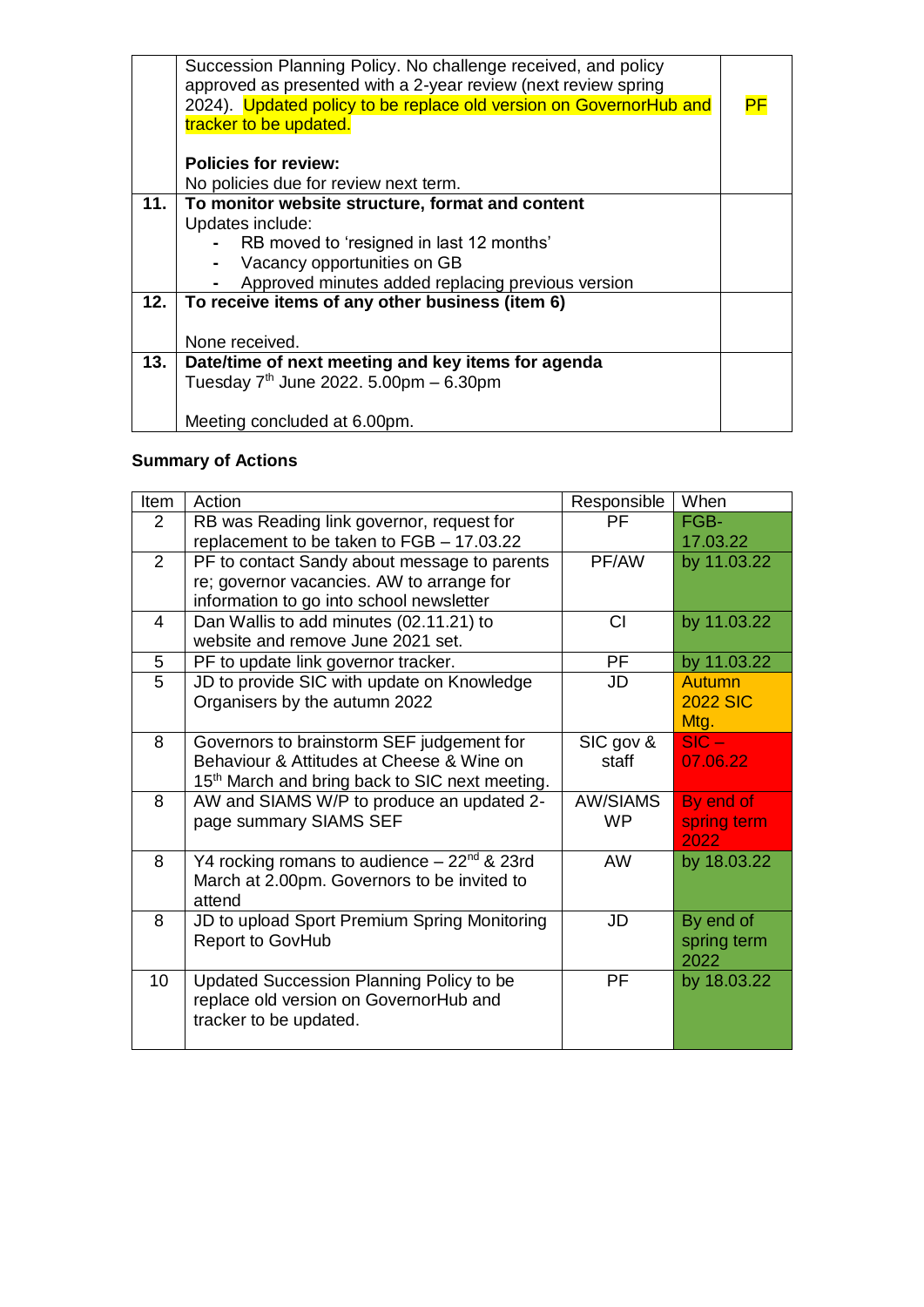| | | |
|---|---|---|
| | Succession Planning Policy. No challenge received, and policy approved as presented with a 2-year review (next review spring 2024). Updated policy to be replace old version on GovernorHub and tracker to be updated.<br><br>**Policies for review:**<br>No policies due for review next term. | PF |
| **11.** | **To monitor website structure, format and content**<br>Updates include:<br>- RB moved to 'resigned in last 12 months'<br>- Vacancy opportunities on GB<br>- Approved minutes added replacing previous version | |
| **12.** | **To receive items of any other business (item 6)**<br><br>None received. | |
| **13.** | **Date/time of next meeting and key items for agenda**<br>Tuesday 7th June 2022. 5.00pm – 6.30pm<br><br>Meeting concluded at 6.00pm. | |

### Summary of Actions

| Item | Action | Responsible | When |
|---|---|---|---|
| 2 | RB was Reading link governor, request for replacement to be taken to FGB – 17.03.22 | PF | FGB- 17.03.22 |
| 2 | PF to contact Sandy about message to parents re; governor vacancies. AW to arrange for information to go into school newsletter | PF/AW | by 11.03.22 |
| 4 | Dan Wallis to add minutes (02.11.21) to website and remove June 2021 set. | CI | by 11.03.22 |
| 5 | PF to update link governor tracker. | PF | by 11.03.22 |
| 5 | JD to provide SIC with update on Knowledge Organisers by the autumn 2022 | JD | Autumn 2022 SIC Mtg. |
| 8 | Governors to brainstorm SEF judgement for Behaviour & Attitudes at Cheese & Wine on 15th March and bring back to SIC next meeting. | SIC gov & staff | SIC – 07.06.22 |
| 8 | AW and SIAMS W/P to produce an updated 2-page summary SIAMS SEF | AW/SIAMS WP | By end of spring term 2022 |
| 8 | Y4 rocking romans to audience – 22nd & 23rd March at 2.00pm. Governors to be invited to attend | AW | by 18.03.22 |
| 8 | JD to upload Sport Premium Spring Monitoring Report to GovHub | JD | By end of spring term 2022 |
| 10 | Updated Succession Planning Policy to be replace old version on GovernorHub and tracker to be updated. | PF | by 18.03.22 |